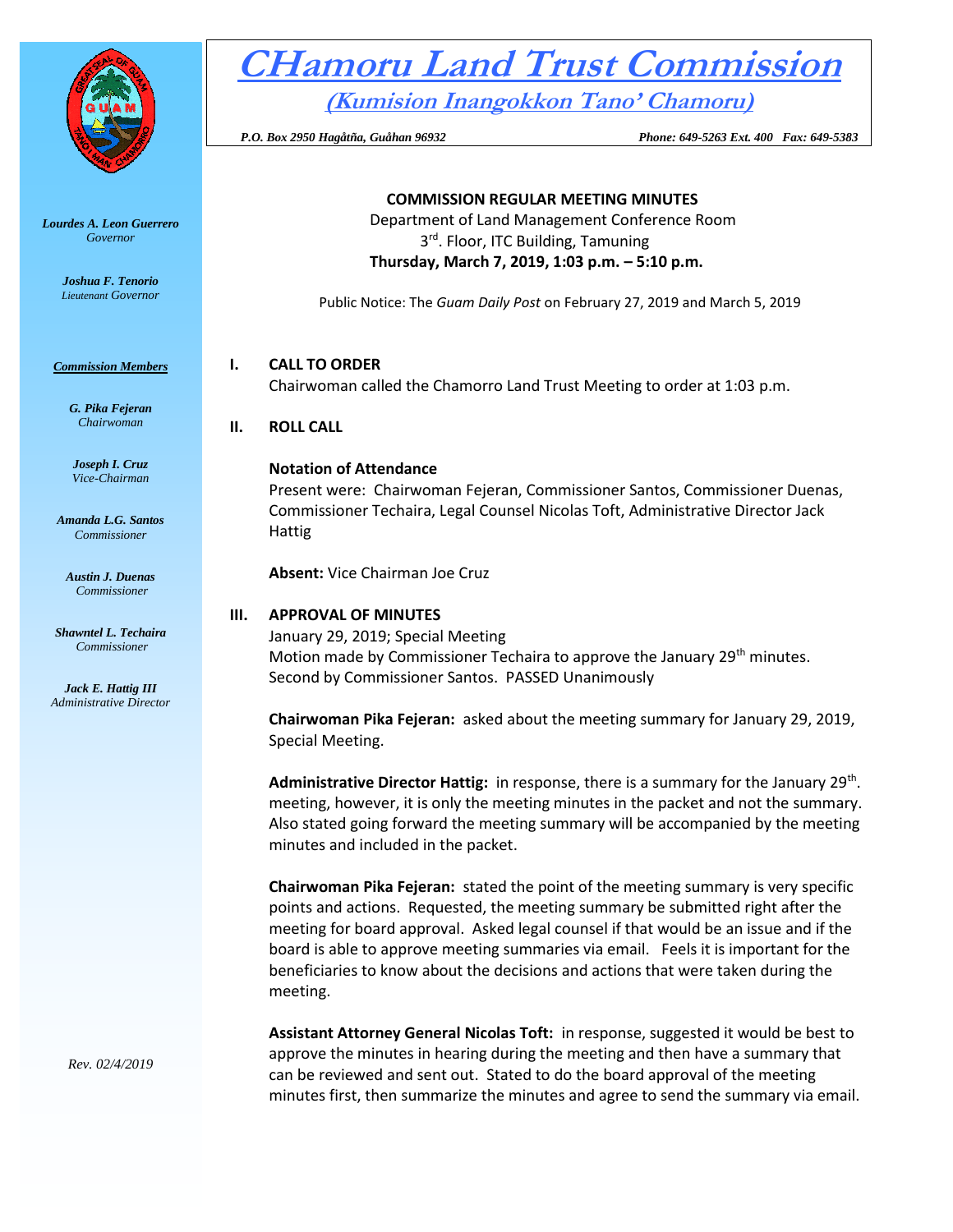# CHamoru Land Trust Commission

## (Kumision Inangokkon Tano' Chamoru)

*P.O. Box 2950 Hagåtña, Guåhan 96932* *Phone: 649-5263 Ext. 400 Fax: 649-5383*

***Lourdes A. Leon Guerrero***
*Governor*

***Joshua F. Tenorio***
*Lieutenant Governor*

***Commission Members***

***G. Pika Fejeran***
*Chairwoman*

***Joseph I. Cruz***
*Vice-Chairman*

***Amanda L.G. Santos***
*Commissioner*

***Austin J. Duenas***
*Commissioner*

***Shawntel L. Techaira***
*Commissioner*

***Jack E. Hattig III***
*Administrative Director*

*Rev. 02/4/2019*

**COMMISSION REGULAR MEETING MINUTES**
Department of Land Management Conference Room
3rd. Floor, ITC Building, Tamuning
**Thursday, March 7, 2019, 1:03 p.m. – 5:10 p.m.**

Public Notice: The *Guam Daily Post* on February 27, 2019 and March 5, 2019

**I. CALL TO ORDER**

Chairwoman called the Chamorro Land Trust Meeting to order at 1:03 p.m.

**II. ROLL CALL**

**Notation of Attendance**

Present were: Chairwoman Fejeran, Commissioner Santos, Commissioner Duenas, Commissioner Techaira, Legal Counsel Nicolas Toft, Administrative Director Jack Hattig

**Absent:** Vice Chairman Joe Cruz

**III. APPROVAL OF MINUTES**

January 29, 2019; Special Meeting
Motion made by Commissioner Techaira to approve the January 29th minutes. Second by Commissioner Santos. PASSED Unanimously

**Chairwoman Pika Fejeran:** asked about the meeting summary for January 29, 2019, Special Meeting.

**Administrative Director Hattig:** in response, there is a summary for the January 29th. meeting, however, it is only the meeting minutes in the packet and not the summary. Also stated going forward the meeting summary will be accompanied by the meeting minutes and included in the packet.

**Chairwoman Pika Fejeran:** stated the point of the meeting summary is very specific points and actions. Requested, the meeting summary be submitted right after the meeting for board approval. Asked legal counsel if that would be an issue and if the board is able to approve meeting summaries via email. Feels it is important for the beneficiaries to know about the decisions and actions that were taken during the meeting.

**Assistant Attorney General Nicolas Toft:** in response, suggested it would be best to approve the minutes in hearing during the meeting and then have a summary that can be reviewed and sent out. Stated to do the board approval of the meeting minutes first, then summarize the minutes and agree to send the summary via email.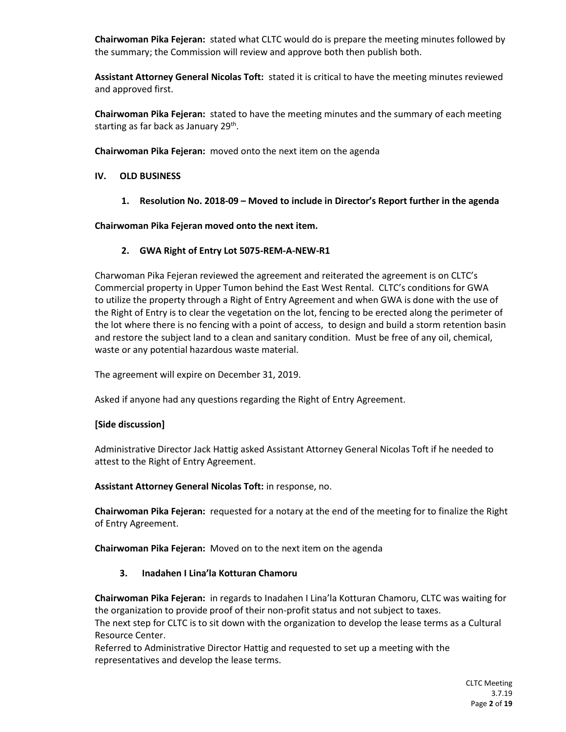**Chairwoman Pika Fejeran:** stated what CLTC would do is prepare the meeting minutes followed by the summary; the Commission will review and approve both then publish both.

**Assistant Attorney General Nicolas Toft:** stated it is critical to have the meeting minutes reviewed and approved first.

**Chairwoman Pika Fejeran:** stated to have the meeting minutes and the summary of each meeting starting as far back as January 29th.

**Chairwoman Pika Fejeran:** moved onto the next item on the agenda

## IV. OLD BUSINESS

### 1. Resolution No. 2018-09 – Moved to include in Director's Report further in the agenda

**Chairwoman Pika Fejeran moved onto the next item.**

### 2. GWA Right of Entry Lot 5075-REM-A-NEW-R1

Charwoman Pika Fejeran reviewed the agreement and reiterated the agreement is on CLTC's Commercial property in Upper Tumon behind the East West Rental. CLTC's conditions for GWA to utilize the property through a Right of Entry Agreement and when GWA is done with the use of the Right of Entry is to clear the vegetation on the lot, fencing to be erected along the perimeter of the lot where there is no fencing with a point of access, to design and build a storm retention basin and restore the subject land to a clean and sanitary condition. Must be free of any oil, chemical, waste or any potential hazardous waste material.

The agreement will expire on December 31, 2019.

Asked if anyone had any questions regarding the Right of Entry Agreement.

**[Side discussion]**

Administrative Director Jack Hattig asked Assistant Attorney General Nicolas Toft if he needed to attest to the Right of Entry Agreement.

**Assistant Attorney General Nicolas Toft:** in response, no.

**Chairwoman Pika Fejeran:** requested for a notary at the end of the meeting for to finalize the Right of Entry Agreement.

**Chairwoman Pika Fejeran:** Moved on to the next item on the agenda

### 3. Inadahen I Lina'la Kotturan Chamoru

**Chairwoman Pika Fejeran:** in regards to Inadahen I Lina'la Kotturan Chamoru, CLTC was waiting for the organization to provide proof of their non-profit status and not subject to taxes.
The next step for CLTC is to sit down with the organization to develop the lease terms as a Cultural Resource Center.
Referred to Administrative Director Hattig and requested to set up a meeting with the representatives and develop the lease terms.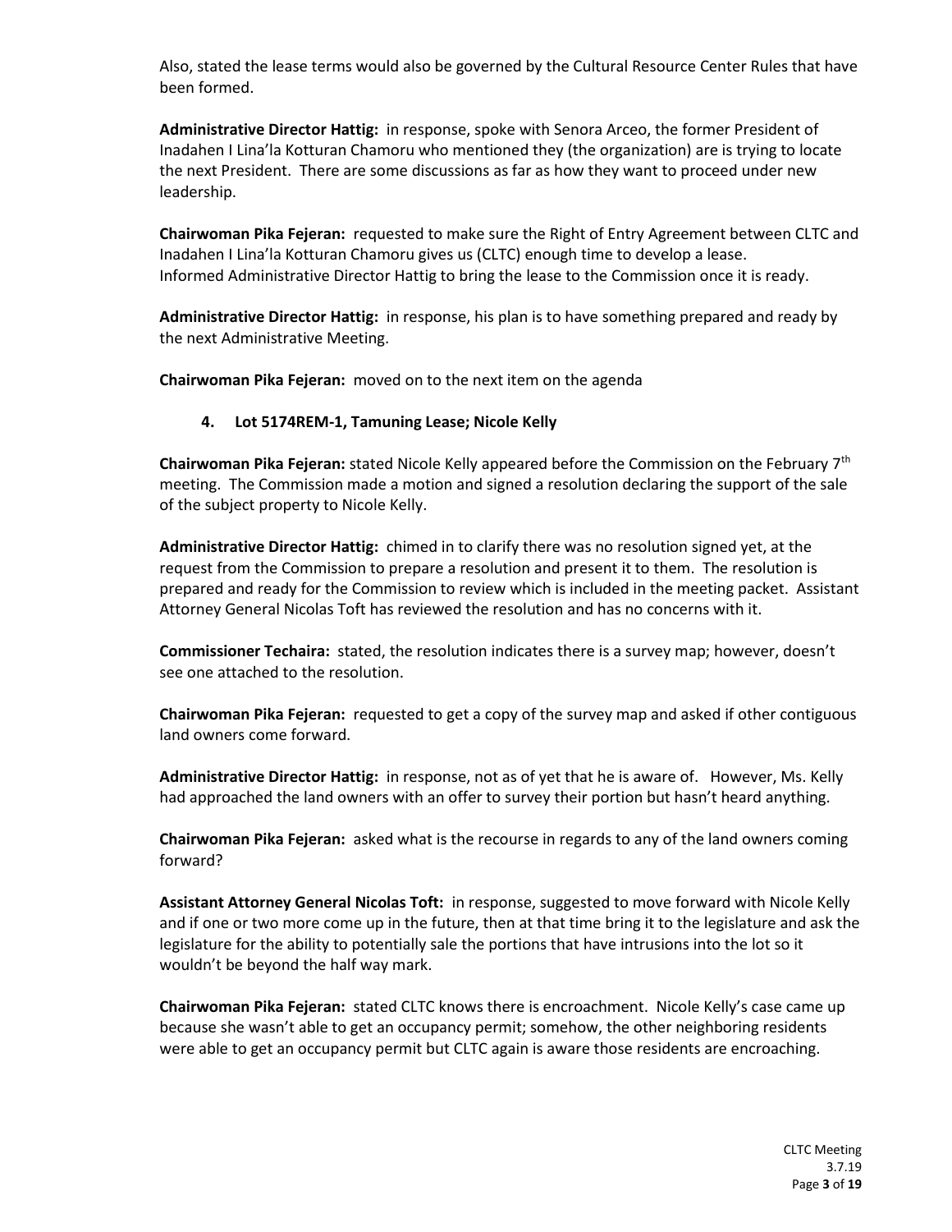Also, stated the lease terms would also be governed by the Cultural Resource Center Rules that have been formed.

**Administrative Director Hattig:** in response, spoke with Senora Arceo, the former President of Inadahen I Lina'la Kotturan Chamoru who mentioned they (the organization) are is trying to locate the next President. There are some discussions as far as how they want to proceed under new leadership.

**Chairwoman Pika Fejeran:** requested to make sure the Right of Entry Agreement between CLTC and Inadahen I Lina'la Kotturan Chamoru gives us (CLTC) enough time to develop a lease. Informed Administrative Director Hattig to bring the lease to the Commission once it is ready.

**Administrative Director Hattig:** in response, his plan is to have something prepared and ready by the next Administrative Meeting.

**Chairwoman Pika Fejeran:** moved on to the next item on the agenda

**4. Lot 5174REM-1, Tamuning Lease; Nicole Kelly**

**Chairwoman Pika Fejeran:** stated Nicole Kelly appeared before the Commission on the February 7th meeting. The Commission made a motion and signed a resolution declaring the support of the sale of the subject property to Nicole Kelly.

**Administrative Director Hattig:** chimed in to clarify there was no resolution signed yet, at the request from the Commission to prepare a resolution and present it to them. The resolution is prepared and ready for the Commission to review which is included in the meeting packet. Assistant Attorney General Nicolas Toft has reviewed the resolution and has no concerns with it.

**Commissioner Techaira:** stated, the resolution indicates there is a survey map; however, doesn't see one attached to the resolution.

**Chairwoman Pika Fejeran:** requested to get a copy of the survey map and asked if other contiguous land owners come forward.

**Administrative Director Hattig:** in response, not as of yet that he is aware of. However, Ms. Kelly had approached the land owners with an offer to survey their portion but hasn't heard anything.

**Chairwoman Pika Fejeran:** asked what is the recourse in regards to any of the land owners coming forward?

**Assistant Attorney General Nicolas Toft:** in response, suggested to move forward with Nicole Kelly and if one or two more come up in the future, then at that time bring it to the legislature and ask the legislature for the ability to potentially sale the portions that have intrusions into the lot so it wouldn't be beyond the half way mark.

**Chairwoman Pika Fejeran:** stated CLTC knows there is encroachment. Nicole Kelly's case came up because she wasn't able to get an occupancy permit; somehow, the other neighboring residents were able to get an occupancy permit but CLTC again is aware those residents are encroaching.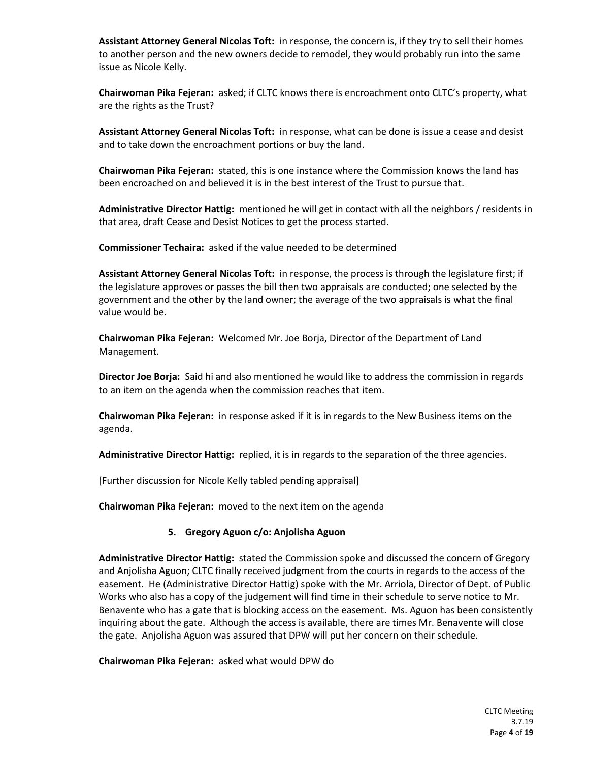**Assistant Attorney General Nicolas Toft:** in response, the concern is, if they try to sell their homes to another person and the new owners decide to remodel, they would probably run into the same issue as Nicole Kelly.

**Chairwoman Pika Fejeran:** asked; if CLTC knows there is encroachment onto CLTC's property, what are the rights as the Trust?

**Assistant Attorney General Nicolas Toft:** in response, what can be done is issue a cease and desist and to take down the encroachment portions or buy the land.

**Chairwoman Pika Fejeran:** stated, this is one instance where the Commission knows the land has been encroached on and believed it is in the best interest of the Trust to pursue that.

**Administrative Director Hattig:** mentioned he will get in contact with all the neighbors / residents in that area, draft Cease and Desist Notices to get the process started.

**Commissioner Techaira:** asked if the value needed to be determined

**Assistant Attorney General Nicolas Toft:** in response, the process is through the legislature first; if the legislature approves or passes the bill then two appraisals are conducted; one selected by the government and the other by the land owner; the average of the two appraisals is what the final value would be.

**Chairwoman Pika Fejeran:** Welcomed Mr. Joe Borja, Director of the Department of Land Management.

**Director Joe Borja:** Said hi and also mentioned he would like to address the commission in regards to an item on the agenda when the commission reaches that item.

**Chairwoman Pika Fejeran:** in response asked if it is in regards to the New Business items on the agenda.

**Administrative Director Hattig:** replied, it is in regards to the separation of the three agencies.

[Further discussion for Nicole Kelly tabled pending appraisal]

**Chairwoman Pika Fejeran:** moved to the next item on the agenda

**5. Gregory Aguon c/o: Anjolisha Aguon**

**Administrative Director Hattig:** stated the Commission spoke and discussed the concern of Gregory and Anjolisha Aguon; CLTC finally received judgment from the courts in regards to the access of the easement. He (Administrative Director Hattig) spoke with the Mr. Arriola, Director of Dept. of Public Works who also has a copy of the judgement will find time in their schedule to serve notice to Mr. Benavente who has a gate that is blocking access on the easement. Ms. Aguon has been consistently inquiring about the gate. Although the access is available, there are times Mr. Benavente will close the gate. Anjolisha Aguon was assured that DPW will put her concern on their schedule.

**Chairwoman Pika Fejeran:** asked what would DPW do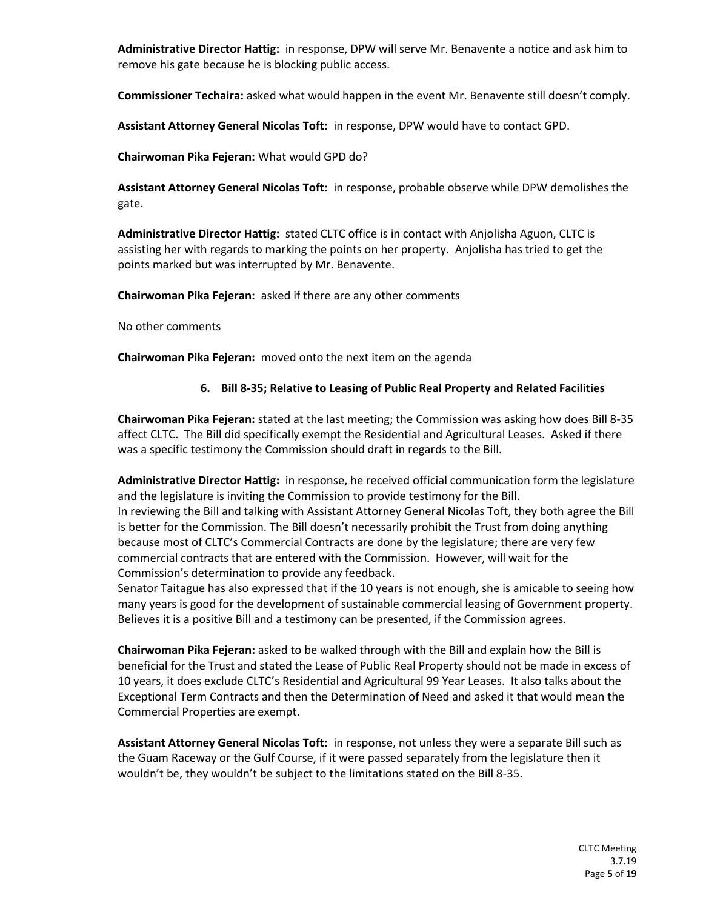**Administrative Director Hattig:** in response, DPW will serve Mr. Benavente a notice and ask him to remove his gate because he is blocking public access.

**Commissioner Techaira:** asked what would happen in the event Mr. Benavente still doesn't comply.

**Assistant Attorney General Nicolas Toft:** in response, DPW would have to contact GPD.

**Chairwoman Pika Fejeran:** What would GPD do?

**Assistant Attorney General Nicolas Toft:** in response, probable observe while DPW demolishes the gate.

**Administrative Director Hattig:** stated CLTC office is in contact with Anjolisha Aguon, CLTC is assisting her with regards to marking the points on her property. Anjolisha has tried to get the points marked but was interrupted by Mr. Benavente.

**Chairwoman Pika Fejeran:** asked if there are any other comments

No other comments

**Chairwoman Pika Fejeran:** moved onto the next item on the agenda

### 6. Bill 8-35; Relative to Leasing of Public Real Property and Related Facilities

**Chairwoman Pika Fejeran:** stated at the last meeting; the Commission was asking how does Bill 8-35 affect CLTC. The Bill did specifically exempt the Residential and Agricultural Leases. Asked if there was a specific testimony the Commission should draft in regards to the Bill.

**Administrative Director Hattig:** in response, he received official communication form the legislature and the legislature is inviting the Commission to provide testimony for the Bill.
In reviewing the Bill and talking with Assistant Attorney General Nicolas Toft, they both agree the Bill is better for the Commission. The Bill doesn't necessarily prohibit the Trust from doing anything because most of CLTC's Commercial Contracts are done by the legislature; there are very few commercial contracts that are entered with the Commission. However, will wait for the Commission's determination to provide any feedback.
Senator Taitague has also expressed that if the 10 years is not enough, she is amicable to seeing how many years is good for the development of sustainable commercial leasing of Government property. Believes it is a positive Bill and a testimony can be presented, if the Commission agrees.

**Chairwoman Pika Fejeran:** asked to be walked through with the Bill and explain how the Bill is beneficial for the Trust and stated the Lease of Public Real Property should not be made in excess of 10 years, it does exclude CLTC's Residential and Agricultural 99 Year Leases. It also talks about the Exceptional Term Contracts and then the Determination of Need and asked it that would mean the Commercial Properties are exempt.

**Assistant Attorney General Nicolas Toft:** in response, not unless they were a separate Bill such as the Guam Raceway or the Gulf Course, if it were passed separately from the legislature then it wouldn't be, they wouldn't be subject to the limitations stated on the Bill 8-35.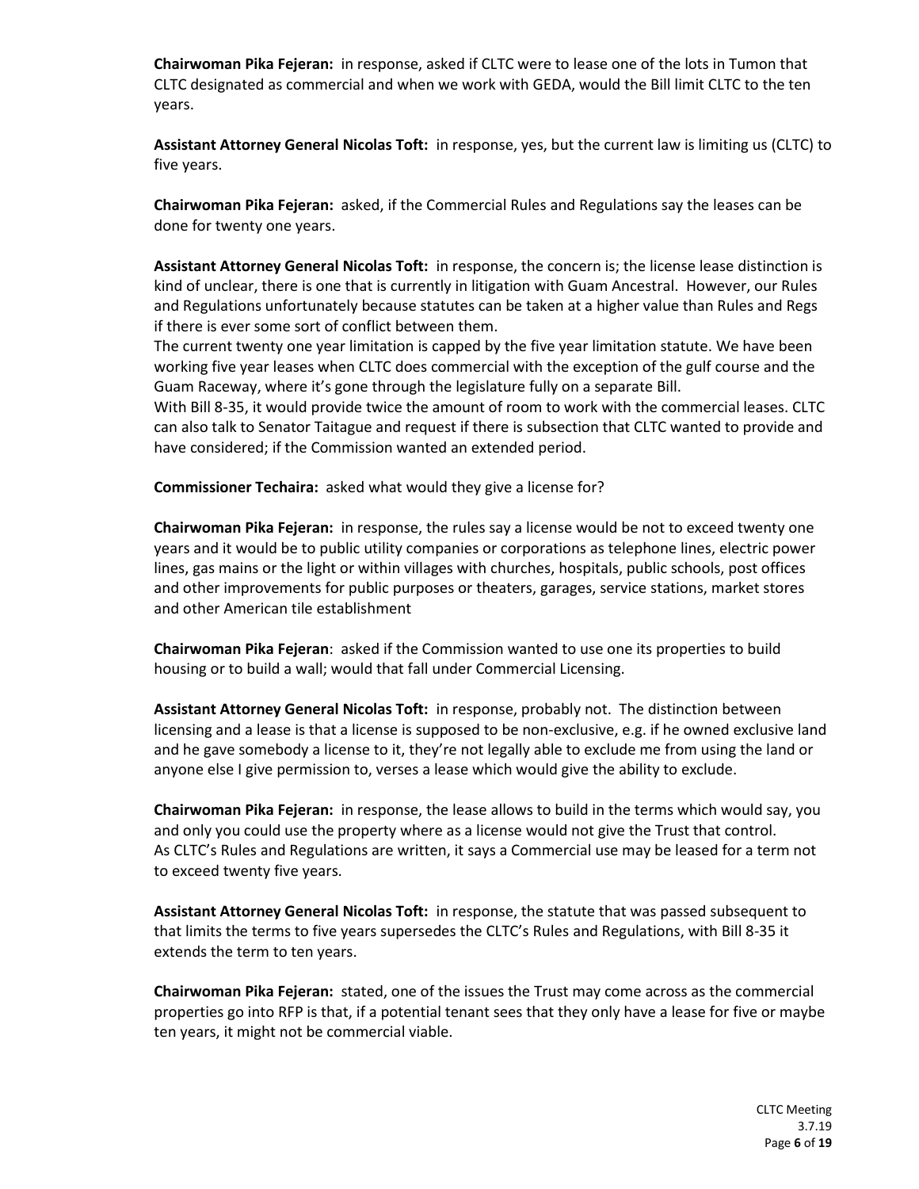**Chairwoman Pika Fejeran:** in response, asked if CLTC were to lease one of the lots in Tumon that CLTC designated as commercial and when we work with GEDA, would the Bill limit CLTC to the ten years.

**Assistant Attorney General Nicolas Toft:** in response, yes, but the current law is limiting us (CLTC) to five years.

**Chairwoman Pika Fejeran:** asked, if the Commercial Rules and Regulations say the leases can be done for twenty one years.

**Assistant Attorney General Nicolas Toft:** in response, the concern is; the license lease distinction is kind of unclear, there is one that is currently in litigation with Guam Ancestral. However, our Rules and Regulations unfortunately because statutes can be taken at a higher value than Rules and Regs if there is ever some sort of conflict between them.
The current twenty one year limitation is capped by the five year limitation statute. We have been working five year leases when CLTC does commercial with the exception of the gulf course and the Guam Raceway, where it's gone through the legislature fully on a separate Bill.
With Bill 8-35, it would provide twice the amount of room to work with the commercial leases. CLTC can also talk to Senator Taitague and request if there is subsection that CLTC wanted to provide and have considered; if the Commission wanted an extended period.

**Commissioner Techaira:** asked what would they give a license for?

**Chairwoman Pika Fejeran:** in response, the rules say a license would be not to exceed twenty one years and it would be to public utility companies or corporations as telephone lines, electric power lines, gas mains or the light or within villages with churches, hospitals, public schools, post offices and other improvements for public purposes or theaters, garages, service stations, market stores and other American tile establishment

**Chairwoman Pika Fejeran**: asked if the Commission wanted to use one its properties to build housing or to build a wall; would that fall under Commercial Licensing.

**Assistant Attorney General Nicolas Toft:** in response, probably not. The distinction between licensing and a lease is that a license is supposed to be non-exclusive, e.g. if he owned exclusive land and he gave somebody a license to it, they're not legally able to exclude me from using the land or anyone else I give permission to, verses a lease which would give the ability to exclude.

**Chairwoman Pika Fejeran:** in response, the lease allows to build in the terms which would say, you and only you could use the property where as a license would not give the Trust that control.
As CLTC's Rules and Regulations are written, it says a Commercial use may be leased for a term not to exceed twenty five years.

**Assistant Attorney General Nicolas Toft:** in response, the statute that was passed subsequent to that limits the terms to five years supersedes the CLTC's Rules and Regulations, with Bill 8-35 it extends the term to ten years.

**Chairwoman Pika Fejeran:** stated, one of the issues the Trust may come across as the commercial properties go into RFP is that, if a potential tenant sees that they only have a lease for five or maybe ten years, it might not be commercial viable.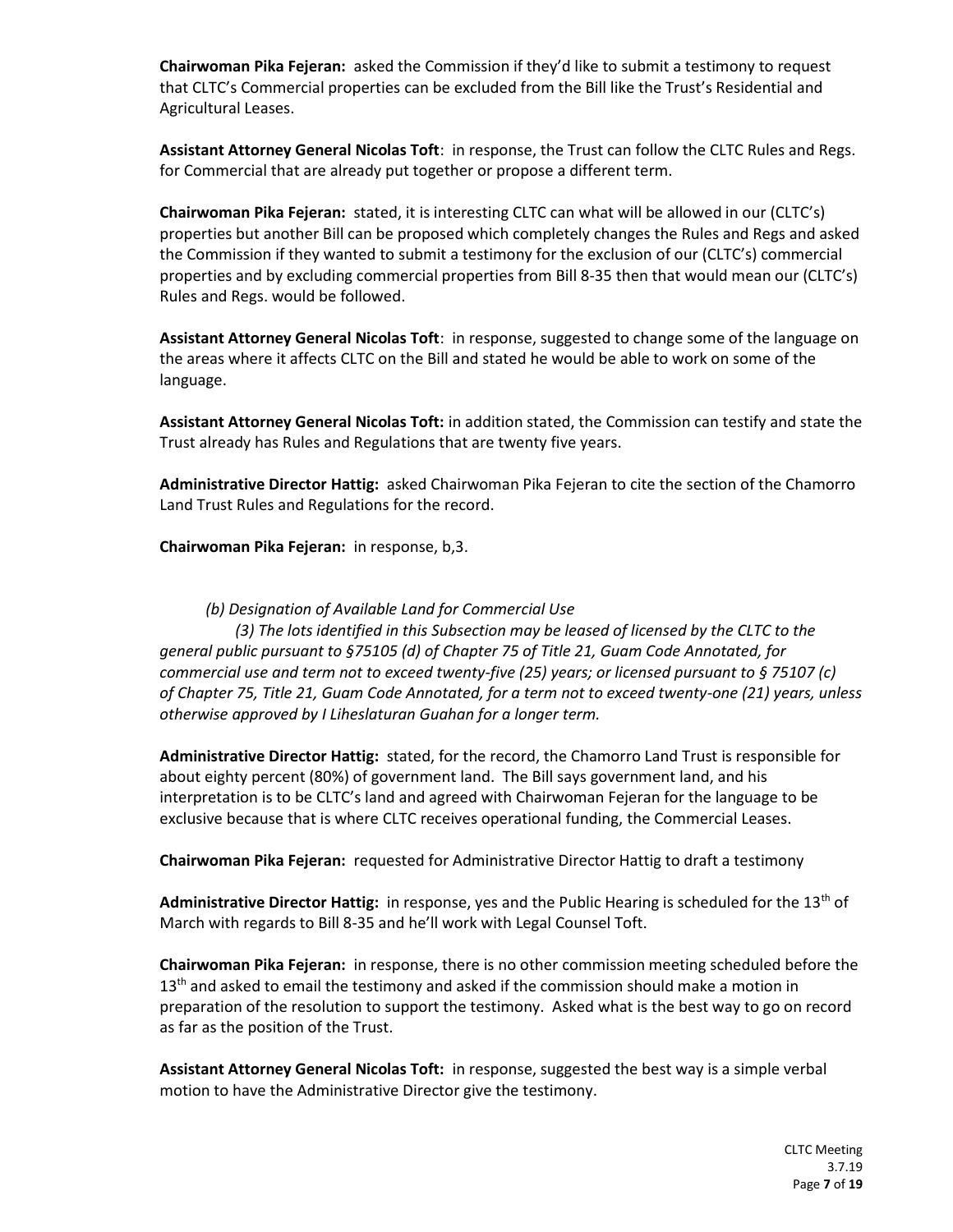**Chairwoman Pika Fejeran:** asked the Commission if they'd like to submit a testimony to request that CLTC's Commercial properties can be excluded from the Bill like the Trust's Residential and Agricultural Leases.

**Assistant Attorney General Nicolas Toft**: in response, the Trust can follow the CLTC Rules and Regs. for Commercial that are already put together or propose a different term.

**Chairwoman Pika Fejeran:** stated, it is interesting CLTC can what will be allowed in our (CLTC's) properties but another Bill can be proposed which completely changes the Rules and Regs and asked the Commission if they wanted to submit a testimony for the exclusion of our (CLTC's) commercial properties and by excluding commercial properties from Bill 8-35 then that would mean our (CLTC's) Rules and Regs. would be followed.

**Assistant Attorney General Nicolas Toft**: in response, suggested to change some of the language on the areas where it affects CLTC on the Bill and stated he would be able to work on some of the language.

**Assistant Attorney General Nicolas Toft:** in addition stated, the Commission can testify and state the Trust already has Rules and Regulations that are twenty five years.

**Administrative Director Hattig:** asked Chairwoman Pika Fejeran to cite the section of the Chamorro Land Trust Rules and Regulations for the record.

**Chairwoman Pika Fejeran:** in response, b,3.

*(b) Designation of Available Land for Commercial Use*

*(3) The lots identified in this Subsection may be leased of licensed by the CLTC to the general public pursuant to §75105 (d) of Chapter 75 of Title 21, Guam Code Annotated, for commercial use and term not to exceed twenty-five (25) years; or licensed pursuant to § 75107 (c) of Chapter 75, Title 21, Guam Code Annotated, for a term not to exceed twenty-one (21) years, unless otherwise approved by I Liheslaturan Guahan for a longer term.*

**Administrative Director Hattig:** stated, for the record, the Chamorro Land Trust is responsible for about eighty percent (80%) of government land. The Bill says government land, and his interpretation is to be CLTC's land and agreed with Chairwoman Fejeran for the language to be exclusive because that is where CLTC receives operational funding, the Commercial Leases.

**Chairwoman Pika Fejeran:** requested for Administrative Director Hattig to draft a testimony

**Administrative Director Hattig:** in response, yes and the Public Hearing is scheduled for the 13th of March with regards to Bill 8-35 and he'll work with Legal Counsel Toft.

**Chairwoman Pika Fejeran:** in response, there is no other commission meeting scheduled before the 13th and asked to email the testimony and asked if the commission should make a motion in preparation of the resolution to support the testimony. Asked what is the best way to go on record as far as the position of the Trust.

**Assistant Attorney General Nicolas Toft:** in response, suggested the best way is a simple verbal motion to have the Administrative Director give the testimony.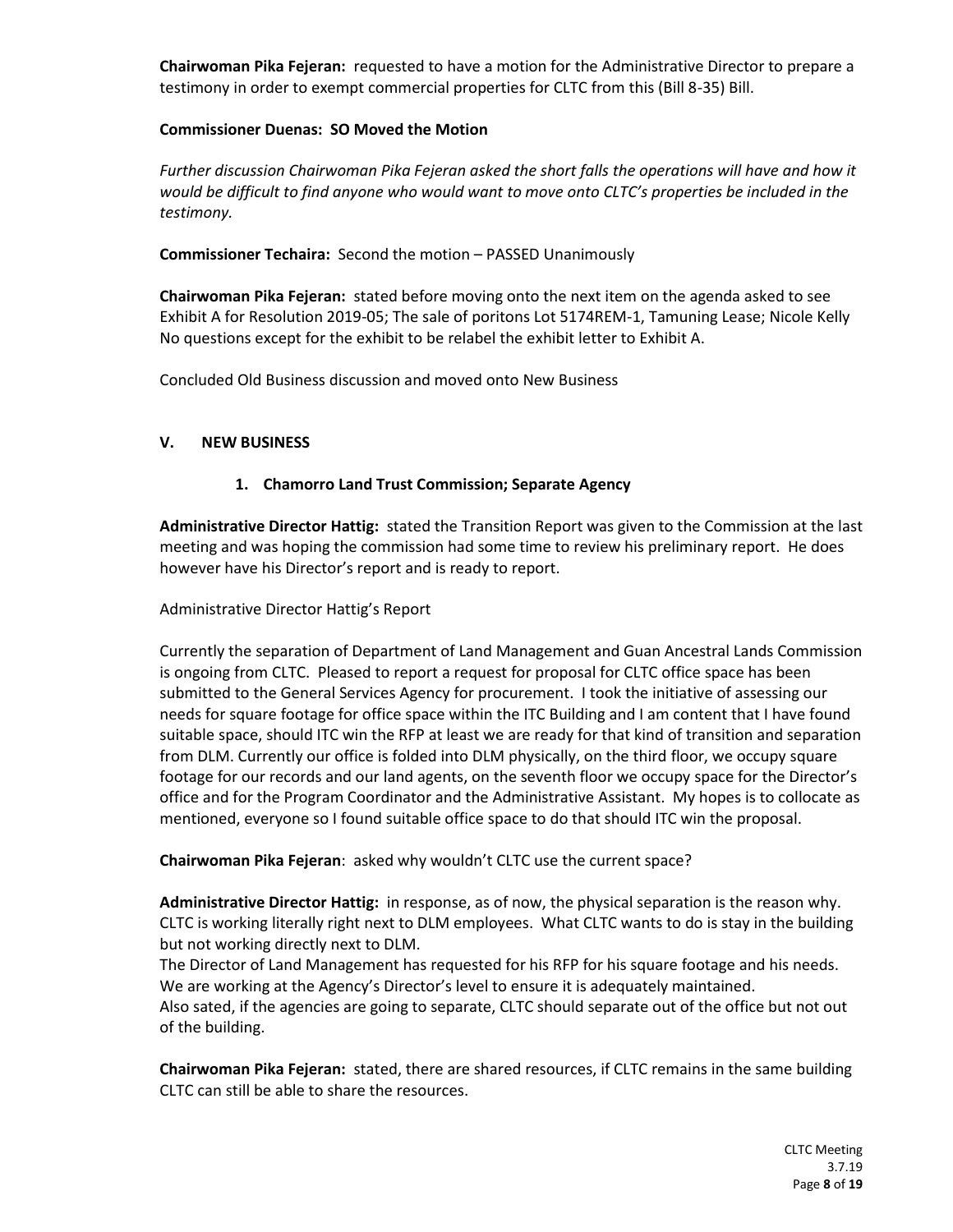**Chairwoman Pika Fejeran:** requested to have a motion for the Administrative Director to prepare a testimony in order to exempt commercial properties for CLTC from this (Bill 8-35) Bill.

**Commissioner Duenas: SO Moved the Motion**

*Further discussion Chairwoman Pika Fejeran asked the short falls the operations will have and how it would be difficult to find anyone who would want to move onto CLTC's properties be included in the testimony.*

**Commissioner Techaira:** Second the motion – PASSED Unanimously

**Chairwoman Pika Fejeran:** stated before moving onto the next item on the agenda asked to see Exhibit A for Resolution 2019-05; The sale of poritons Lot 5174REM-1, Tamuning Lease; Nicole Kelly No questions except for the exhibit to be relabel the exhibit letter to Exhibit A.

Concluded Old Business discussion and moved onto New Business

## V. NEW BUSINESS

### 1. Chamorro Land Trust Commission; Separate Agency

**Administrative Director Hattig:** stated the Transition Report was given to the Commission at the last meeting and was hoping the commission had some time to review his preliminary report. He does however have his Director's report and is ready to report.

Administrative Director Hattig's Report

Currently the separation of Department of Land Management and Guan Ancestral Lands Commission is ongoing from CLTC. Pleased to report a request for proposal for CLTC office space has been submitted to the General Services Agency for procurement. I took the initiative of assessing our needs for square footage for office space within the ITC Building and I am content that I have found suitable space, should ITC win the RFP at least we are ready for that kind of transition and separation from DLM. Currently our office is folded into DLM physically, on the third floor, we occupy square footage for our records and our land agents, on the seventh floor we occupy space for the Director's office and for the Program Coordinator and the Administrative Assistant. My hopes is to collocate as mentioned, everyone so I found suitable office space to do that should ITC win the proposal.

**Chairwoman Pika Fejeran**: asked why wouldn't CLTC use the current space?

**Administrative Director Hattig:** in response, as of now, the physical separation is the reason why. CLTC is working literally right next to DLM employees. What CLTC wants to do is stay in the building but not working directly next to DLM.
The Director of Land Management has requested for his RFP for his square footage and his needs. We are working at the Agency's Director's level to ensure it is adequately maintained.
Also sated, if the agencies are going to separate, CLTC should separate out of the office but not out of the building.

**Chairwoman Pika Fejeran:** stated, there are shared resources, if CLTC remains in the same building CLTC can still be able to share the resources.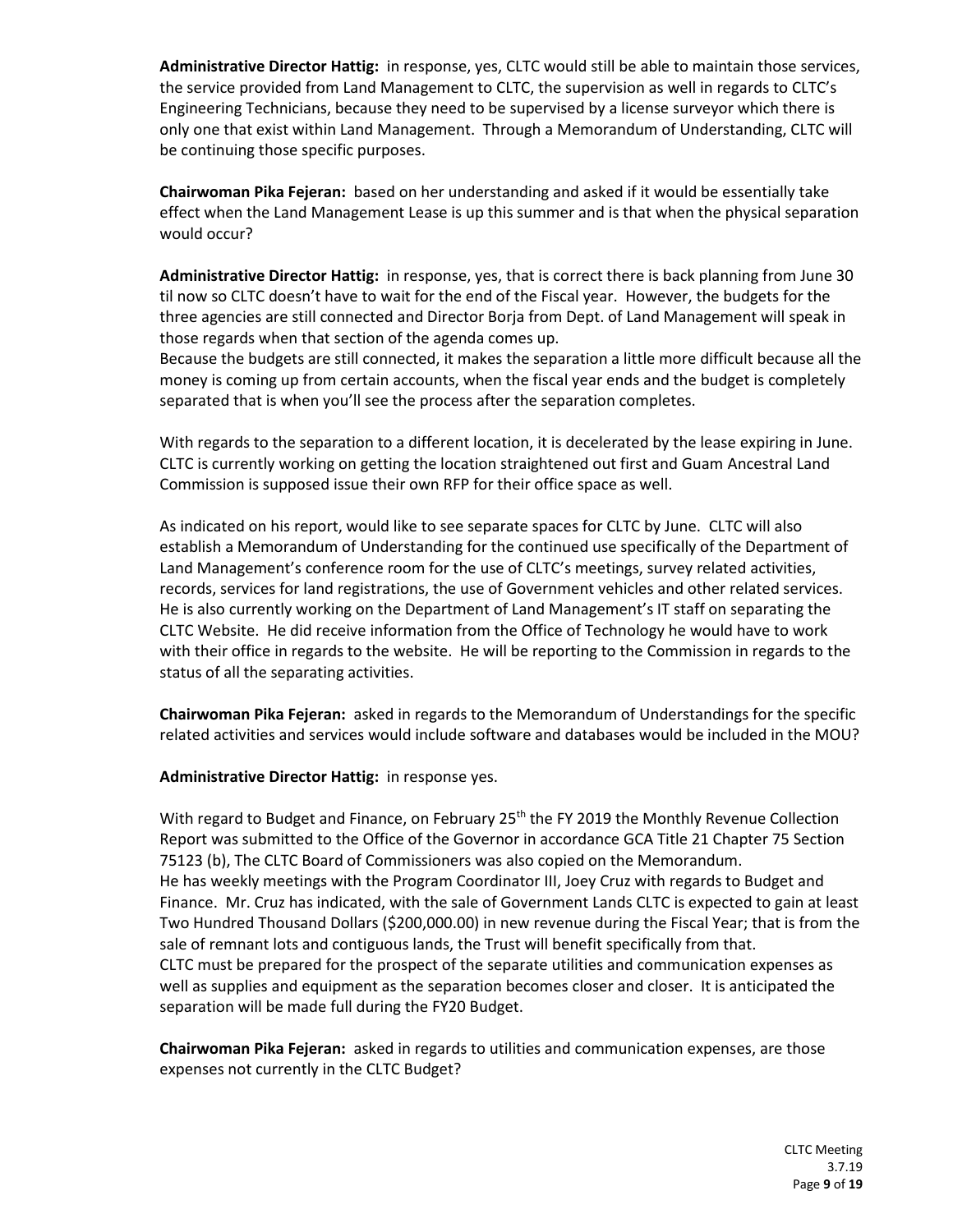**Administrative Director Hattig:** in response, yes, CLTC would still be able to maintain those services, the service provided from Land Management to CLTC, the supervision as well in regards to CLTC's Engineering Technicians, because they need to be supervised by a license surveyor which there is only one that exist within Land Management. Through a Memorandum of Understanding, CLTC will be continuing those specific purposes.

**Chairwoman Pika Fejeran:** based on her understanding and asked if it would be essentially take effect when the Land Management Lease is up this summer and is that when the physical separation would occur?

**Administrative Director Hattig:** in response, yes, that is correct there is back planning from June 30 til now so CLTC doesn't have to wait for the end of the Fiscal year. However, the budgets for the three agencies are still connected and Director Borja from Dept. of Land Management will speak in those regards when that section of the agenda comes up.
Because the budgets are still connected, it makes the separation a little more difficult because all the money is coming up from certain accounts, when the fiscal year ends and the budget is completely separated that is when you'll see the process after the separation completes.

With regards to the separation to a different location, it is decelerated by the lease expiring in June. CLTC is currently working on getting the location straightened out first and Guam Ancestral Land Commission is supposed issue their own RFP for their office space as well.

As indicated on his report, would like to see separate spaces for CLTC by June. CLTC will also establish a Memorandum of Understanding for the continued use specifically of the Department of Land Management's conference room for the use of CLTC's meetings, survey related activities, records, services for land registrations, the use of Government vehicles and other related services. He is also currently working on the Department of Land Management's IT staff on separating the CLTC Website. He did receive information from the Office of Technology he would have to work with their office in regards to the website. He will be reporting to the Commission in regards to the status of all the separating activities.

**Chairwoman Pika Fejeran:** asked in regards to the Memorandum of Understandings for the specific related activities and services would include software and databases would be included in the MOU?

**Administrative Director Hattig:** in response yes.

With regard to Budget and Finance, on February 25th the FY 2019 the Monthly Revenue Collection Report was submitted to the Office of the Governor in accordance GCA Title 21 Chapter 75 Section 75123 (b), The CLTC Board of Commissioners was also copied on the Memorandum.
He has weekly meetings with the Program Coordinator III, Joey Cruz with regards to Budget and Finance. Mr. Cruz has indicated, with the sale of Government Lands CLTC is expected to gain at least Two Hundred Thousand Dollars ($200,000.00) in new revenue during the Fiscal Year; that is from the sale of remnant lots and contiguous lands, the Trust will benefit specifically from that.
CLTC must be prepared for the prospect of the separate utilities and communication expenses as well as supplies and equipment as the separation becomes closer and closer. It is anticipated the separation will be made full during the FY20 Budget.

**Chairwoman Pika Fejeran:** asked in regards to utilities and communication expenses, are those expenses not currently in the CLTC Budget?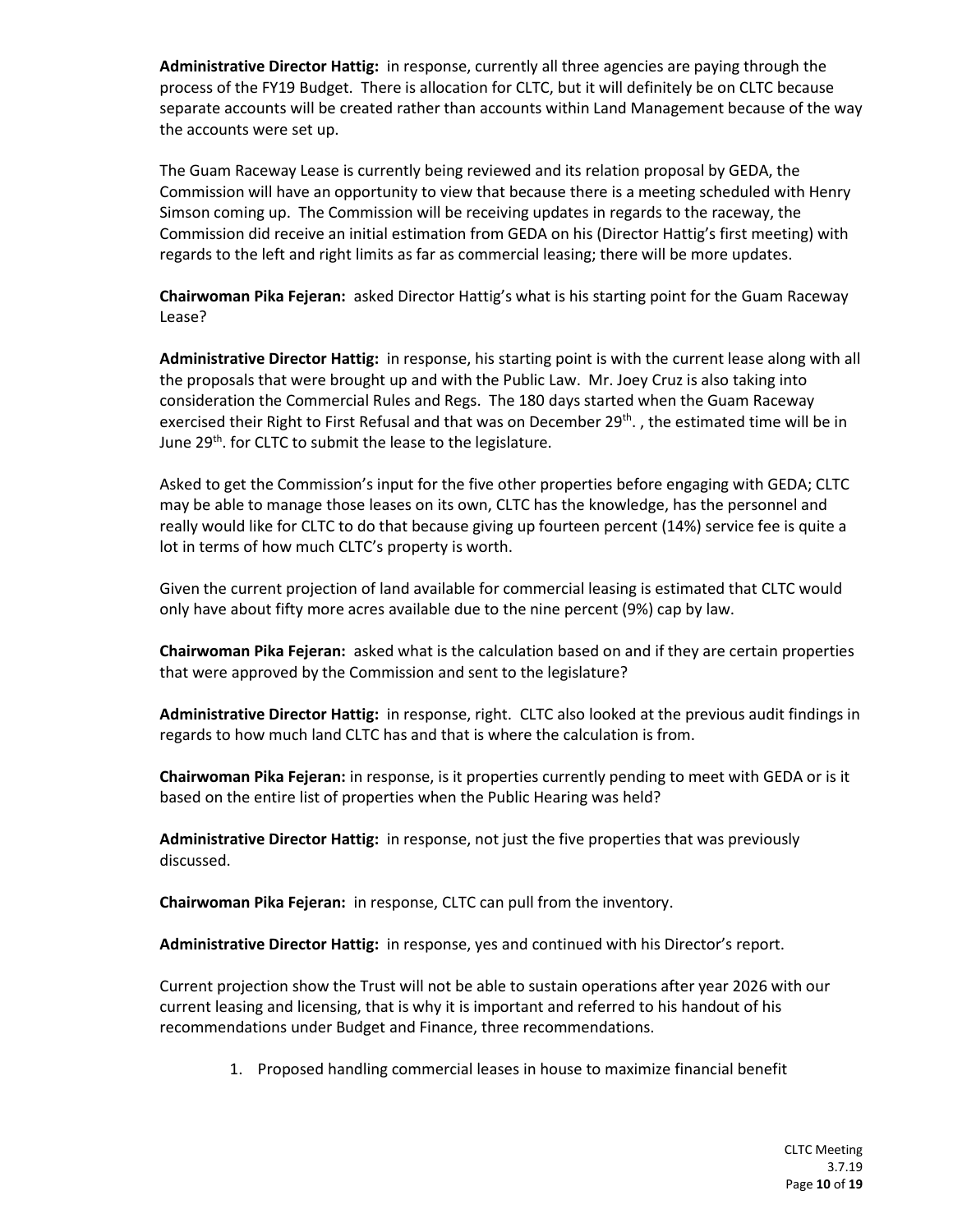**Administrative Director Hattig:** in response, currently all three agencies are paying through the process of the FY19 Budget. There is allocation for CLTC, but it will definitely be on CLTC because separate accounts will be created rather than accounts within Land Management because of the way the accounts were set up.

The Guam Raceway Lease is currently being reviewed and its relation proposal by GEDA, the Commission will have an opportunity to view that because there is a meeting scheduled with Henry Simson coming up. The Commission will be receiving updates in regards to the raceway, the Commission did receive an initial estimation from GEDA on his (Director Hattig's first meeting) with regards to the left and right limits as far as commercial leasing; there will be more updates.

**Chairwoman Pika Fejeran:** asked Director Hattig's what is his starting point for the Guam Raceway Lease?

**Administrative Director Hattig:** in response, his starting point is with the current lease along with all the proposals that were brought up and with the Public Law. Mr. Joey Cruz is also taking into consideration the Commercial Rules and Regs. The 180 days started when the Guam Raceway exercised their Right to First Refusal and that was on December 29th. , the estimated time will be in June 29th. for CLTC to submit the lease to the legislature.

Asked to get the Commission's input for the five other properties before engaging with GEDA; CLTC may be able to manage those leases on its own, CLTC has the knowledge, has the personnel and really would like for CLTC to do that because giving up fourteen percent (14%) service fee is quite a lot in terms of how much CLTC's property is worth.

Given the current projection of land available for commercial leasing is estimated that CLTC would only have about fifty more acres available due to the nine percent (9%) cap by law.

**Chairwoman Pika Fejeran:** asked what is the calculation based on and if they are certain properties that were approved by the Commission and sent to the legislature?

**Administrative Director Hattig:** in response, right. CLTC also looked at the previous audit findings in regards to how much land CLTC has and that is where the calculation is from.

**Chairwoman Pika Fejeran:** in response, is it properties currently pending to meet with GEDA or is it based on the entire list of properties when the Public Hearing was held?

**Administrative Director Hattig:** in response, not just the five properties that was previously discussed.

**Chairwoman Pika Fejeran:** in response, CLTC can pull from the inventory.

**Administrative Director Hattig:** in response, yes and continued with his Director's report.

Current projection show the Trust will not be able to sustain operations after year 2026 with our current leasing and licensing, that is why it is important and referred to his handout of his recommendations under Budget and Finance, three recommendations.

1. Proposed handling commercial leases in house to maximize financial benefit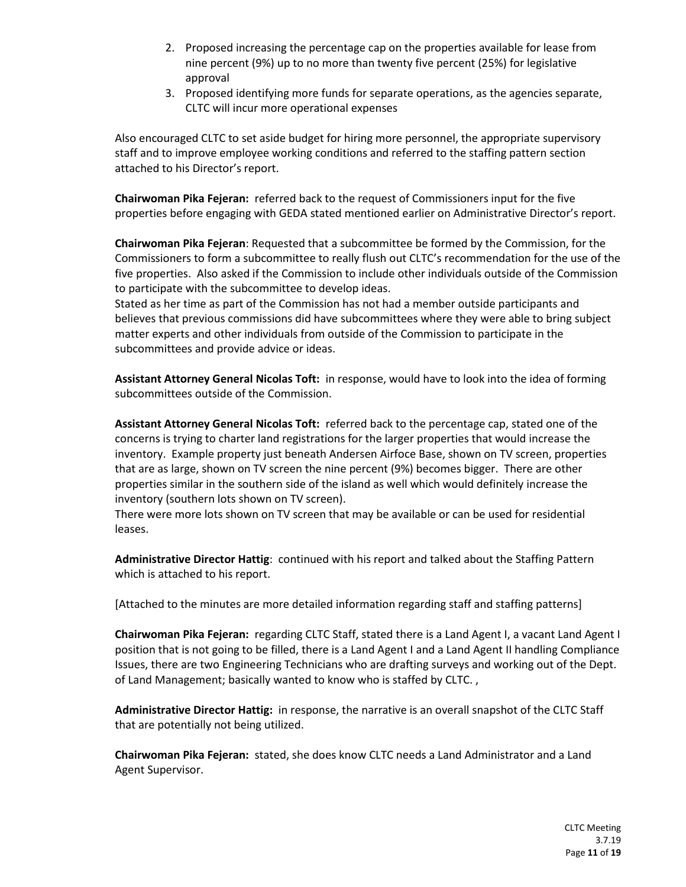2. Proposed increasing the percentage cap on the properties available for lease from nine percent (9%) up to no more than twenty five percent (25%) for legislative approval
3. Proposed identifying more funds for separate operations, as the agencies separate, CLTC will incur more operational expenses

Also encouraged CLTC to set aside budget for hiring more personnel, the appropriate supervisory staff and to improve employee working conditions and referred to the staffing pattern section attached to his Director's report.

**Chairwoman Pika Fejeran:** referred back to the request of Commissioners input for the five properties before engaging with GEDA stated mentioned earlier on Administrative Director's report.

**Chairwoman Pika Fejeran**: Requested that a subcommittee be formed by the Commission, for the Commissioners to form a subcommittee to really flush out CLTC's recommendation for the use of the five properties. Also asked if the Commission to include other individuals outside of the Commission to participate with the subcommittee to develop ideas.
Stated as her time as part of the Commission has not had a member outside participants and believes that previous commissions did have subcommittees where they were able to bring subject matter experts and other individuals from outside of the Commission to participate in the subcommittees and provide advice or ideas.

**Assistant Attorney General Nicolas Toft:** in response, would have to look into the idea of forming subcommittees outside of the Commission.

**Assistant Attorney General Nicolas Toft:** referred back to the percentage cap, stated one of the concerns is trying to charter land registrations for the larger properties that would increase the inventory. Example property just beneath Andersen Airforce Base, shown on TV screen, properties that are as large, shown on TV screen the nine percent (9%) becomes bigger. There are other properties similar in the southern side of the island as well which would definitely increase the inventory (southern lots shown on TV screen).
There were more lots shown on TV screen that may be available or can be used for residential leases.

**Administrative Director Hattig**: continued with his report and talked about the Staffing Pattern which is attached to his report.

[Attached to the minutes are more detailed information regarding staff and staffing patterns]

**Chairwoman Pika Fejeran:** regarding CLTC Staff, stated there is a Land Agent I, a vacant Land Agent I position that is not going to be filled, there is a Land Agent I and a Land Agent II handling Compliance Issues, there are two Engineering Technicians who are drafting surveys and working out of the Dept. of Land Management; basically wanted to know who is staffed by CLTC. ,

**Administrative Director Hattig:** in response, the narrative is an overall snapshot of the CLTC Staff that are potentially not being utilized.

**Chairwoman Pika Fejeran:** stated, she does know CLTC needs a Land Administrator and a Land Agent Supervisor.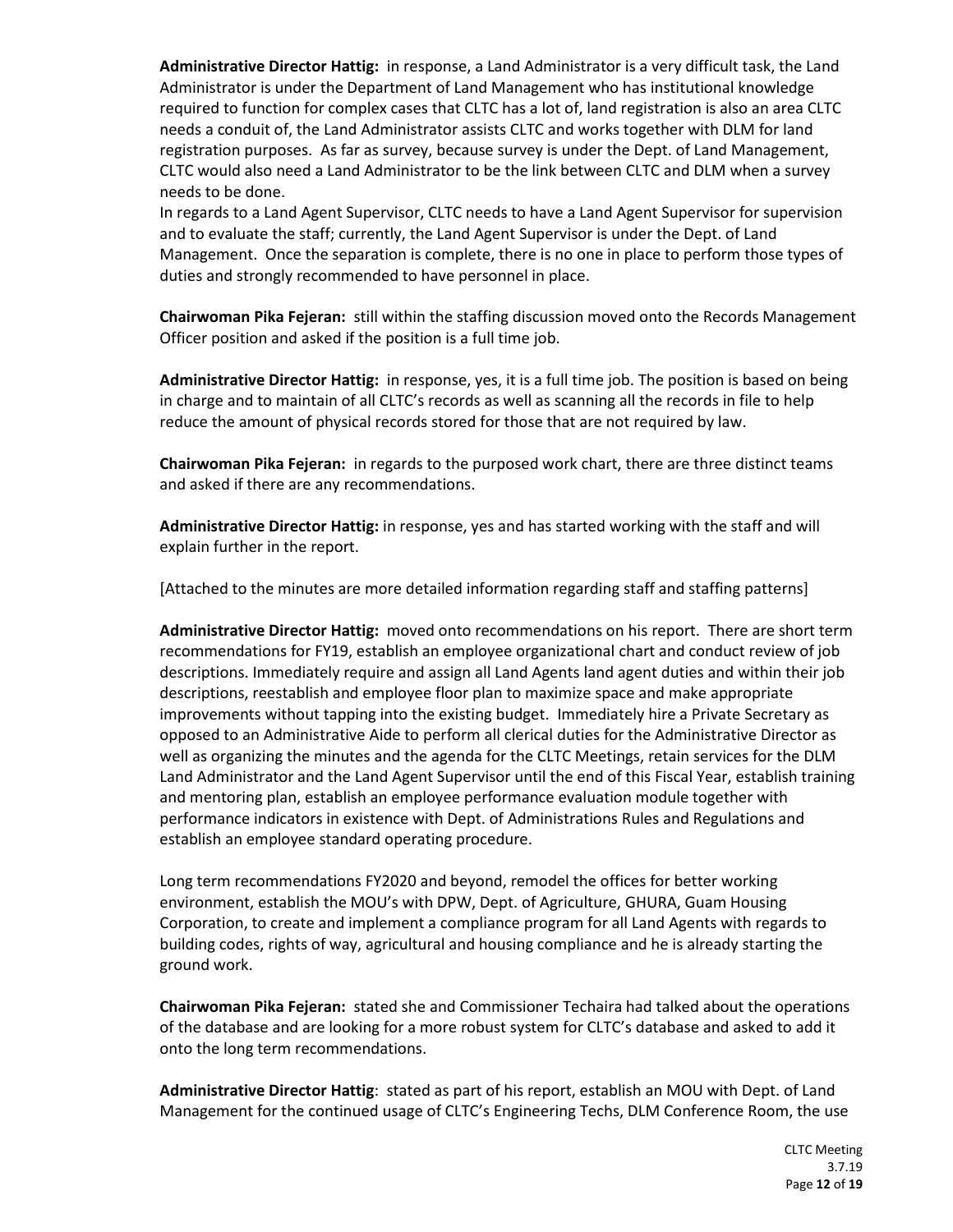**Administrative Director Hattig:** in response, a Land Administrator is a very difficult task, the Land Administrator is under the Department of Land Management who has institutional knowledge required to function for complex cases that CLTC has a lot of, land registration is also an area CLTC needs a conduit of, the Land Administrator assists CLTC and works together with DLM for land registration purposes. As far as survey, because survey is under the Dept. of Land Management, CLTC would also need a Land Administrator to be the link between CLTC and DLM when a survey needs to be done.
In regards to a Land Agent Supervisor, CLTC needs to have a Land Agent Supervisor for supervision and to evaluate the staff; currently, the Land Agent Supervisor is under the Dept. of Land Management. Once the separation is complete, there is no one in place to perform those types of duties and strongly recommended to have personnel in place.

**Chairwoman Pika Fejeran:** still within the staffing discussion moved onto the Records Management Officer position and asked if the position is a full time job.

**Administrative Director Hattig:** in response, yes, it is a full time job. The position is based on being in charge and to maintain of all CLTC's records as well as scanning all the records in file to help reduce the amount of physical records stored for those that are not required by law.

**Chairwoman Pika Fejeran:** in regards to the purposed work chart, there are three distinct teams and asked if there are any recommendations.

**Administrative Director Hattig:** in response, yes and has started working with the staff and will explain further in the report.

[Attached to the minutes are more detailed information regarding staff and staffing patterns]

**Administrative Director Hattig:** moved onto recommendations on his report. There are short term recommendations for FY19, establish an employee organizational chart and conduct review of job descriptions. Immediately require and assign all Land Agents land agent duties and within their job descriptions, reestablish and employee floor plan to maximize space and make appropriate improvements without tapping into the existing budget. Immediately hire a Private Secretary as opposed to an Administrative Aide to perform all clerical duties for the Administrative Director as well as organizing the minutes and the agenda for the CLTC Meetings, retain services for the DLM Land Administrator and the Land Agent Supervisor until the end of this Fiscal Year, establish training and mentoring plan, establish an employee performance evaluation module together with performance indicators in existence with Dept. of Administrations Rules and Regulations and establish an employee standard operating procedure.

Long term recommendations FY2020 and beyond, remodel the offices for better working environment, establish the MOU's with DPW, Dept. of Agriculture, GHURA, Guam Housing Corporation, to create and implement a compliance program for all Land Agents with regards to building codes, rights of way, agricultural and housing compliance and he is already starting the ground work.

**Chairwoman Pika Fejeran:** stated she and Commissioner Techaira had talked about the operations of the database and are looking for a more robust system for CLTC's database and asked to add it onto the long term recommendations.

**Administrative Director Hattig**: stated as part of his report, establish an MOU with Dept. of Land Management for the continued usage of CLTC's Engineering Techs, DLM Conference Room, the use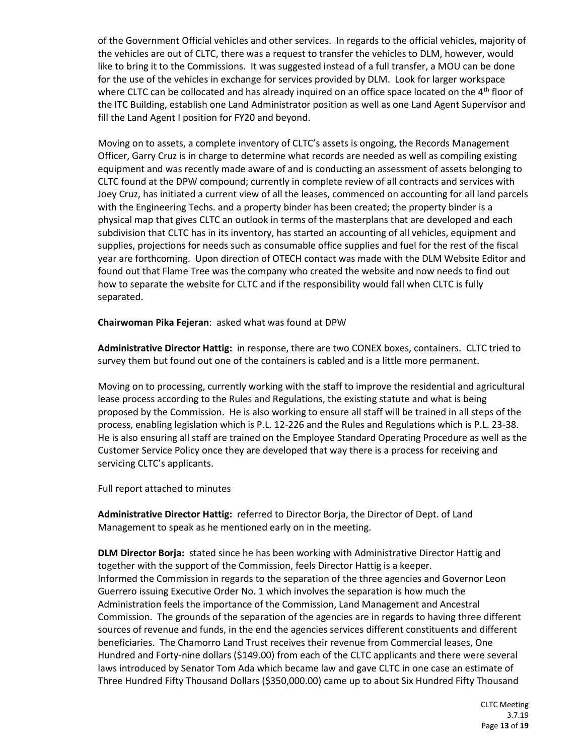of the Government Official vehicles and other services. In regards to the official vehicles, majority of the vehicles are out of CLTC, there was a request to transfer the vehicles to DLM, however, would like to bring it to the Commissions. It was suggested instead of a full transfer, a MOU can be done for the use of the vehicles in exchange for services provided by DLM. Look for larger workspace where CLTC can be collocated and has already inquired on an office space located on the 4th floor of the ITC Building, establish one Land Administrator position as well as one Land Agent Supervisor and fill the Land Agent I position for FY20 and beyond.

Moving on to assets, a complete inventory of CLTC's assets is ongoing, the Records Management Officer, Garry Cruz is in charge to determine what records are needed as well as compiling existing equipment and was recently made aware of and is conducting an assessment of assets belonging to CLTC found at the DPW compound; currently in complete review of all contracts and services with Joey Cruz, has initiated a current view of all the leases, commenced on accounting for all land parcels with the Engineering Techs. and a property binder has been created; the property binder is a physical map that gives CLTC an outlook in terms of the masterplans that are developed and each subdivision that CLTC has in its inventory, has started an accounting of all vehicles, equipment and supplies, projections for needs such as consumable office supplies and fuel for the rest of the fiscal year are forthcoming. Upon direction of OTECH contact was made with the DLM Website Editor and found out that Flame Tree was the company who created the website and now needs to find out how to separate the website for CLTC and if the responsibility would fall when CLTC is fully separated.

**Chairwoman Pika Fejeran**: asked what was found at DPW

**Administrative Director Hattig:** in response, there are two CONEX boxes, containers. CLTC tried to survey them but found out one of the containers is cabled and is a little more permanent.

Moving on to processing, currently working with the staff to improve the residential and agricultural lease process according to the Rules and Regulations, the existing statute and what is being proposed by the Commission. He is also working to ensure all staff will be trained in all steps of the process, enabling legislation which is P.L. 12-226 and the Rules and Regulations which is P.L. 23-38. He is also ensuring all staff are trained on the Employee Standard Operating Procedure as well as the Customer Service Policy once they are developed that way there is a process for receiving and servicing CLTC's applicants.

Full report attached to minutes

**Administrative Director Hattig:** referred to Director Borja, the Director of Dept. of Land Management to speak as he mentioned early on in the meeting.

**DLM Director Borja:** stated since he has been working with Administrative Director Hattig and together with the support of the Commission, feels Director Hattig is a keeper.
Informed the Commission in regards to the separation of the three agencies and Governor Leon Guerrero issuing Executive Order No. 1 which involves the separation is how much the Administration feels the importance of the Commission, Land Management and Ancestral Commission. The grounds of the separation of the agencies are in regards to having three different sources of revenue and funds, in the end the agencies services different constituents and different beneficiaries. The Chamorro Land Trust receives their revenue from Commercial leases, One Hundred and Forty-nine dollars ($149.00) from each of the CLTC applicants and there were several laws introduced by Senator Tom Ada which became law and gave CLTC in one case an estimate of Three Hundred Fifty Thousand Dollars ($350,000.00) came up to about Six Hundred Fifty Thousand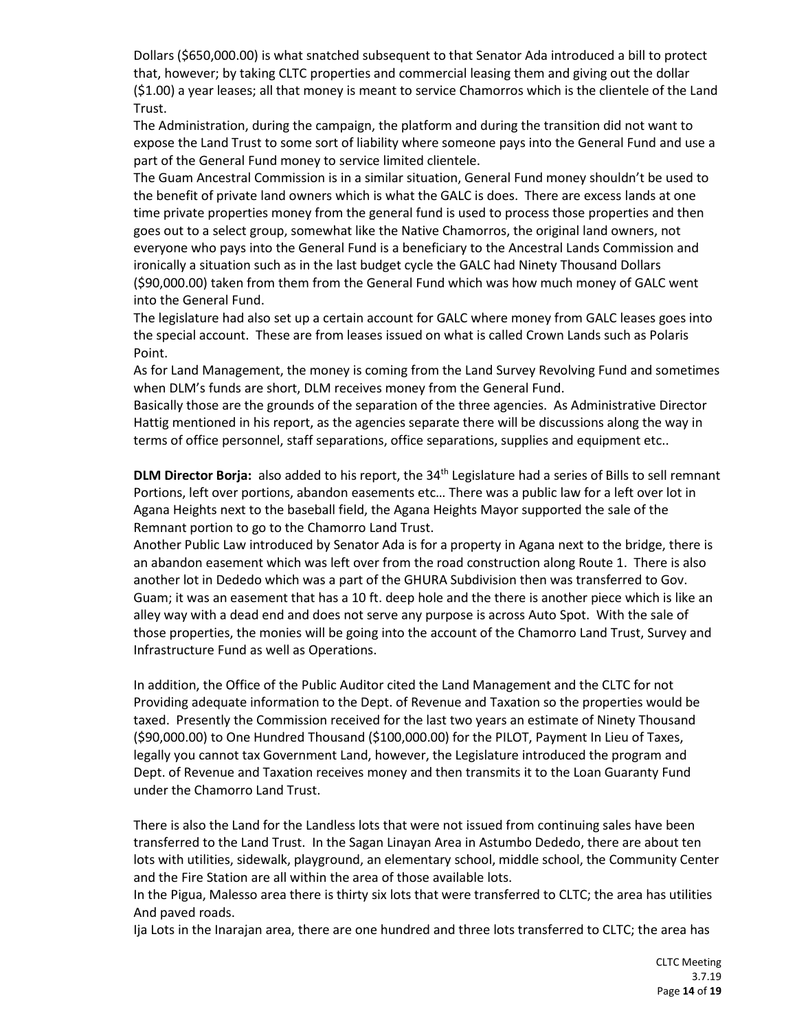Dollars ($650,000.00) is what snatched subsequent to that Senator Ada introduced a bill to protect that, however; by taking CLTC properties and commercial leasing them and giving out the dollar ($1.00) a year leases; all that money is meant to service Chamorros which is the clientele of the Land Trust.

The Administration, during the campaign, the platform and during the transition did not want to expose the Land Trust to some sort of liability where someone pays into the General Fund and use a part of the General Fund money to service limited clientele.

The Guam Ancestral Commission is in a similar situation, General Fund money shouldn't be used to the benefit of private land owners which is what the GALC is does. There are excess lands at one time private properties money from the general fund is used to process those properties and then goes out to a select group, somewhat like the Native Chamorros, the original land owners, not everyone who pays into the General Fund is a beneficiary to the Ancestral Lands Commission and ironically a situation such as in the last budget cycle the GALC had Ninety Thousand Dollars ($90,000.00) taken from them from the General Fund which was how much money of GALC went into the General Fund.

The legislature had also set up a certain account for GALC where money from GALC leases goes into the special account. These are from leases issued on what is called Crown Lands such as Polaris Point.

As for Land Management, the money is coming from the Land Survey Revolving Fund and sometimes when DLM's funds are short, DLM receives money from the General Fund.

Basically those are the grounds of the separation of the three agencies. As Administrative Director Hattig mentioned in his report, as the agencies separate there will be discussions along the way in terms of office personnel, staff separations, office separations, supplies and equipment etc..

**DLM Director Borja:** also added to his report, the 34th Legislature had a series of Bills to sell remnant Portions, left over portions, abandon easements etc… There was a public law for a left over lot in Agana Heights next to the baseball field, the Agana Heights Mayor supported the sale of the Remnant portion to go to the Chamorro Land Trust.

Another Public Law introduced by Senator Ada is for a property in Agana next to the bridge, there is an abandon easement which was left over from the road construction along Route 1. There is also another lot in Dededo which was a part of the GHURA Subdivision then was transferred to Gov. Guam; it was an easement that has a 10 ft. deep hole and the there is another piece which is like an alley way with a dead end and does not serve any purpose is across Auto Spot. With the sale of those properties, the monies will be going into the account of the Chamorro Land Trust, Survey and Infrastructure Fund as well as Operations.

In addition, the Office of the Public Auditor cited the Land Management and the CLTC for not Providing adequate information to the Dept. of Revenue and Taxation so the properties would be taxed. Presently the Commission received for the last two years an estimate of Ninety Thousand ($90,000.00) to One Hundred Thousand ($100,000.00) for the PILOT, Payment In Lieu of Taxes, legally you cannot tax Government Land, however, the Legislature introduced the program and Dept. of Revenue and Taxation receives money and then transmits it to the Loan Guaranty Fund under the Chamorro Land Trust.

There is also the Land for the Landless lots that were not issued from continuing sales have been transferred to the Land Trust. In the Sagan Linayan Area in Astumbo Dededo, there are about ten lots with utilities, sidewalk, playground, an elementary school, middle school, the Community Center and the Fire Station are all within the area of those available lots.

In the Pigua, Malesso area there is thirty six lots that were transferred to CLTC; the area has utilities And paved roads.

Ija Lots in the Inarajan area, there are one hundred and three lots transferred to CLTC; the area has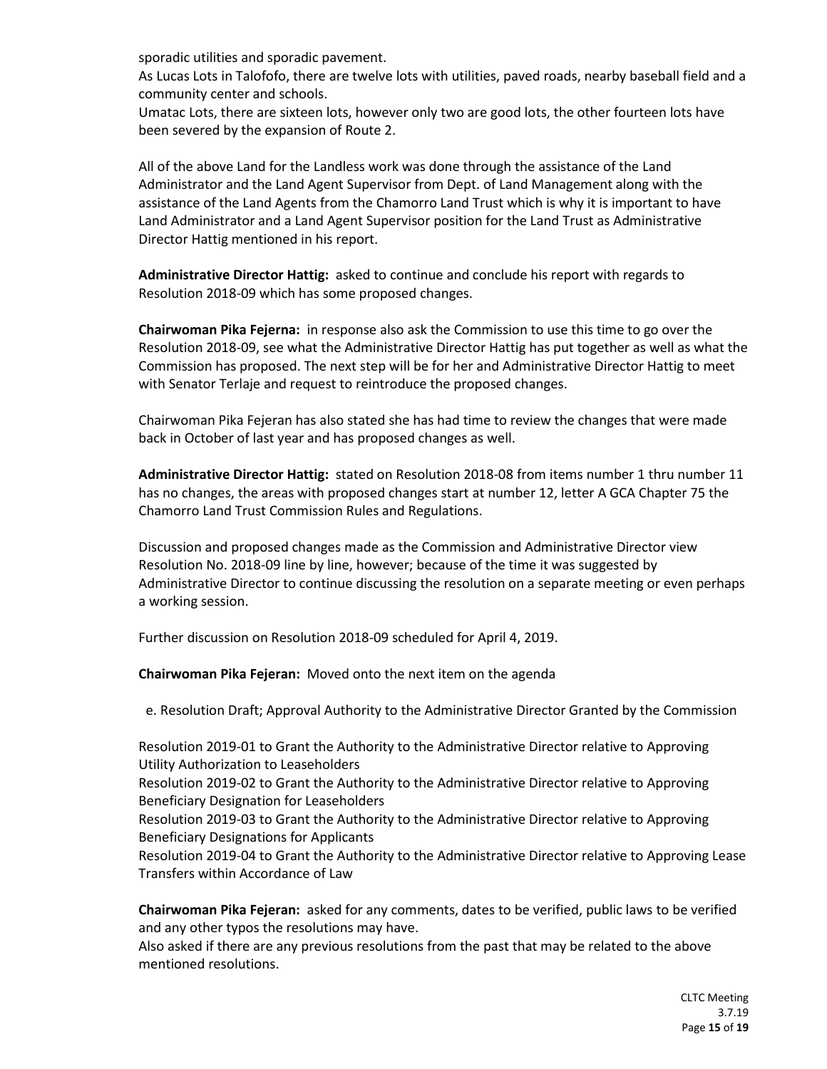sporadic utilities and sporadic pavement.

As Lucas Lots in Talofofo, there are twelve lots with utilities, paved roads, nearby baseball field and a community center and schools.

Umatac Lots, there are sixteen lots, however only two are good lots, the other fourteen lots have been severed by the expansion of Route 2.

All of the above Land for the Landless work was done through the assistance of the Land Administrator and the Land Agent Supervisor from Dept. of Land Management along with the assistance of the Land Agents from the Chamorro Land Trust which is why it is important to have Land Administrator and a Land Agent Supervisor position for the Land Trust as Administrative Director Hattig mentioned in his report.

**Administrative Director Hattig:** asked to continue and conclude his report with regards to Resolution 2018-09 which has some proposed changes.

**Chairwoman Pika Fejerna:** in response also ask the Commission to use this time to go over the Resolution 2018-09, see what the Administrative Director Hattig has put together as well as what the Commission has proposed. The next step will be for her and Administrative Director Hattig to meet with Senator Terlaje and request to reintroduce the proposed changes.

Chairwoman Pika Fejeran has also stated she has had time to review the changes that were made back in October of last year and has proposed changes as well.

**Administrative Director Hattig:** stated on Resolution 2018-08 from items number 1 thru number 11 has no changes, the areas with proposed changes start at number 12, letter A GCA Chapter 75 the Chamorro Land Trust Commission Rules and Regulations.

Discussion and proposed changes made as the Commission and Administrative Director view Resolution No. 2018-09 line by line, however; because of the time it was suggested by Administrative Director to continue discussing the resolution on a separate meeting or even perhaps a working session.

Further discussion on Resolution 2018-09 scheduled for April 4, 2019.

**Chairwoman Pika Fejeran:** Moved onto the next item on the agenda

e. Resolution Draft; Approval Authority to the Administrative Director Granted by the Commission

Resolution 2019-01 to Grant the Authority to the Administrative Director relative to Approving Utility Authorization to Leaseholders

Resolution 2019-02 to Grant the Authority to the Administrative Director relative to Approving Beneficiary Designation for Leaseholders

Resolution 2019-03 to Grant the Authority to the Administrative Director relative to Approving Beneficiary Designations for Applicants

Resolution 2019-04 to Grant the Authority to the Administrative Director relative to Approving Lease Transfers within Accordance of Law

**Chairwoman Pika Fejeran:** asked for any comments, dates to be verified, public laws to be verified and any other typos the resolutions may have.

Also asked if there are any previous resolutions from the past that may be related to the above mentioned resolutions.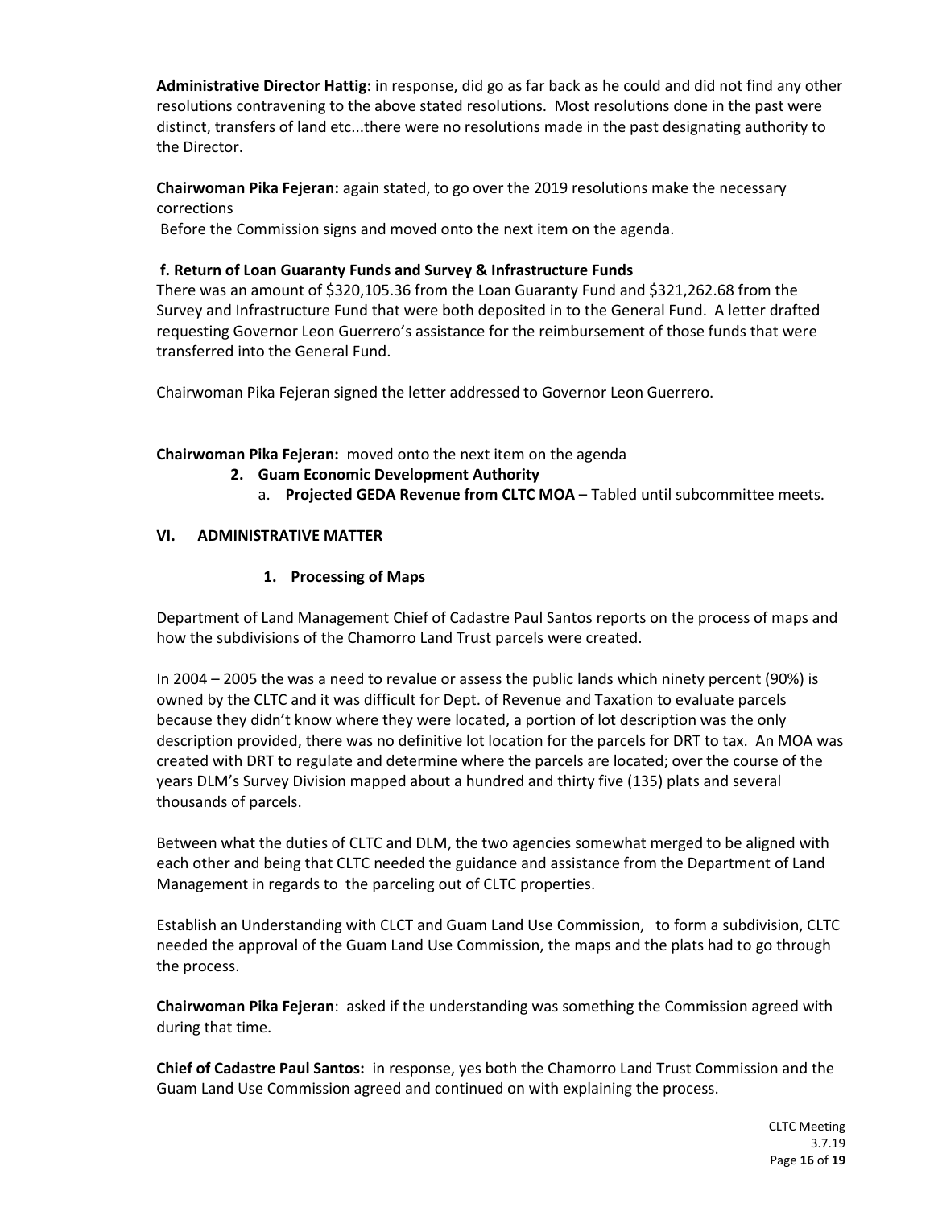**Administrative Director Hattig:** in response, did go as far back as he could and did not find any other resolutions contravening to the above stated resolutions. Most resolutions done in the past were distinct, transfers of land etc...there were no resolutions made in the past designating authority to the Director.

**Chairwoman Pika Fejeran:** again stated, to go over the 2019 resolutions make the necessary corrections
Before the Commission signs and moved onto the next item on the agenda.

**f. Return of Loan Guaranty Funds and Survey & Infrastructure Funds**
There was an amount of $320,105.36 from the Loan Guaranty Fund and $321,262.68 from the Survey and Infrastructure Fund that were both deposited in to the General Fund. A letter drafted requesting Governor Leon Guerrero's assistance for the reimbursement of those funds that were transferred into the General Fund.

Chairwoman Pika Fejeran signed the letter addressed to Governor Leon Guerrero.

**Chairwoman Pika Fejeran:** moved onto the next item on the agenda

2. **Guam Economic Development Authority**
   a. **Projected GEDA Revenue from CLTC MOA** – Tabled until subcommittee meets.

## VI. ADMINISTRATIVE MATTER

1. **Processing of Maps**

Department of Land Management Chief of Cadastre Paul Santos reports on the process of maps and how the subdivisions of the Chamorro Land Trust parcels were created.

In 2004 – 2005 the was a need to revalue or assess the public lands which ninety percent (90%) is owned by the CLTC and it was difficult for Dept. of Revenue and Taxation to evaluate parcels because they didn't know where they were located, a portion of lot description was the only description provided, there was no definitive lot location for the parcels for DRT to tax. An MOA was created with DRT to regulate and determine where the parcels are located; over the course of the years DLM's Survey Division mapped about a hundred and thirty five (135) plats and several thousands of parcels.

Between what the duties of CLTC and DLM, the two agencies somewhat merged to be aligned with each other and being that CLTC needed the guidance and assistance from the Department of Land Management in regards to the parceling out of CLTC properties.

Establish an Understanding with CLCT and Guam Land Use Commission, to form a subdivision, CLTC needed the approval of the Guam Land Use Commission, the maps and the plats had to go through the process.

**Chairwoman Pika Fejeran**: asked if the understanding was something the Commission agreed with during that time.

**Chief of Cadastre Paul Santos:** in response, yes both the Chamorro Land Trust Commission and the Guam Land Use Commission agreed and continued on with explaining the process.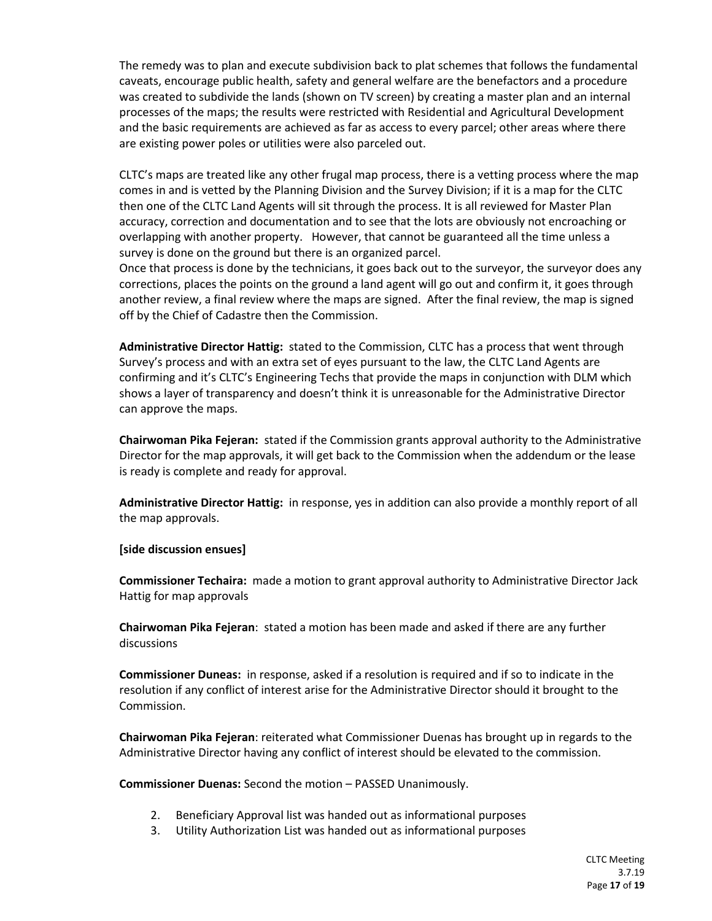The remedy was to plan and execute subdivision back to plat schemes that follows the fundamental caveats, encourage public health, safety and general welfare are the benefactors and a procedure was created to subdivide the lands (shown on TV screen) by creating a master plan and an internal processes of the maps; the results were restricted with Residential and Agricultural Development and the basic requirements are achieved as far as access to every parcel; other areas where there are existing power poles or utilities were also parceled out.

CLTC's maps are treated like any other frugal map process, there is a vetting process where the map comes in and is vetted by the Planning Division and the Survey Division; if it is a map for the CLTC then one of the CLTC Land Agents will sit through the process. It is all reviewed for Master Plan accuracy, correction and documentation and to see that the lots are obviously not encroaching or overlapping with another property. However, that cannot be guaranteed all the time unless a survey is done on the ground but there is an organized parcel.
Once that process is done by the technicians, it goes back out to the surveyor, the surveyor does any corrections, places the points on the ground a land agent will go out and confirm it, it goes through another review, a final review where the maps are signed. After the final review, the map is signed off by the Chief of Cadastre then the Commission.

**Administrative Director Hattig:** stated to the Commission, CLTC has a process that went through Survey's process and with an extra set of eyes pursuant to the law, the CLTC Land Agents are confirming and it's CLTC's Engineering Techs that provide the maps in conjunction with DLM which shows a layer of transparency and doesn't think it is unreasonable for the Administrative Director can approve the maps.

**Chairwoman Pika Fejeran:** stated if the Commission grants approval authority to the Administrative Director for the map approvals, it will get back to the Commission when the addendum or the lease is ready is complete and ready for approval.

**Administrative Director Hattig:** in response, yes in addition can also provide a monthly report of all the map approvals.

**[side discussion ensues]**

**Commissioner Techaira:** made a motion to grant approval authority to Administrative Director Jack Hattig for map approvals

**Chairwoman Pika Fejeran**: stated a motion has been made and asked if there are any further discussions

**Commissioner Duneas:** in response, asked if a resolution is required and if so to indicate in the resolution if any conflict of interest arise for the Administrative Director should it brought to the Commission.

**Chairwoman Pika Fejeran**: reiterated what Commissioner Duenas has brought up in regards to the Administrative Director having any conflict of interest should be elevated to the commission.

**Commissioner Duenas:** Second the motion – PASSED Unanimously.

2. Beneficiary Approval list was handed out as informational purposes
3. Utility Authorization List was handed out as informational purposes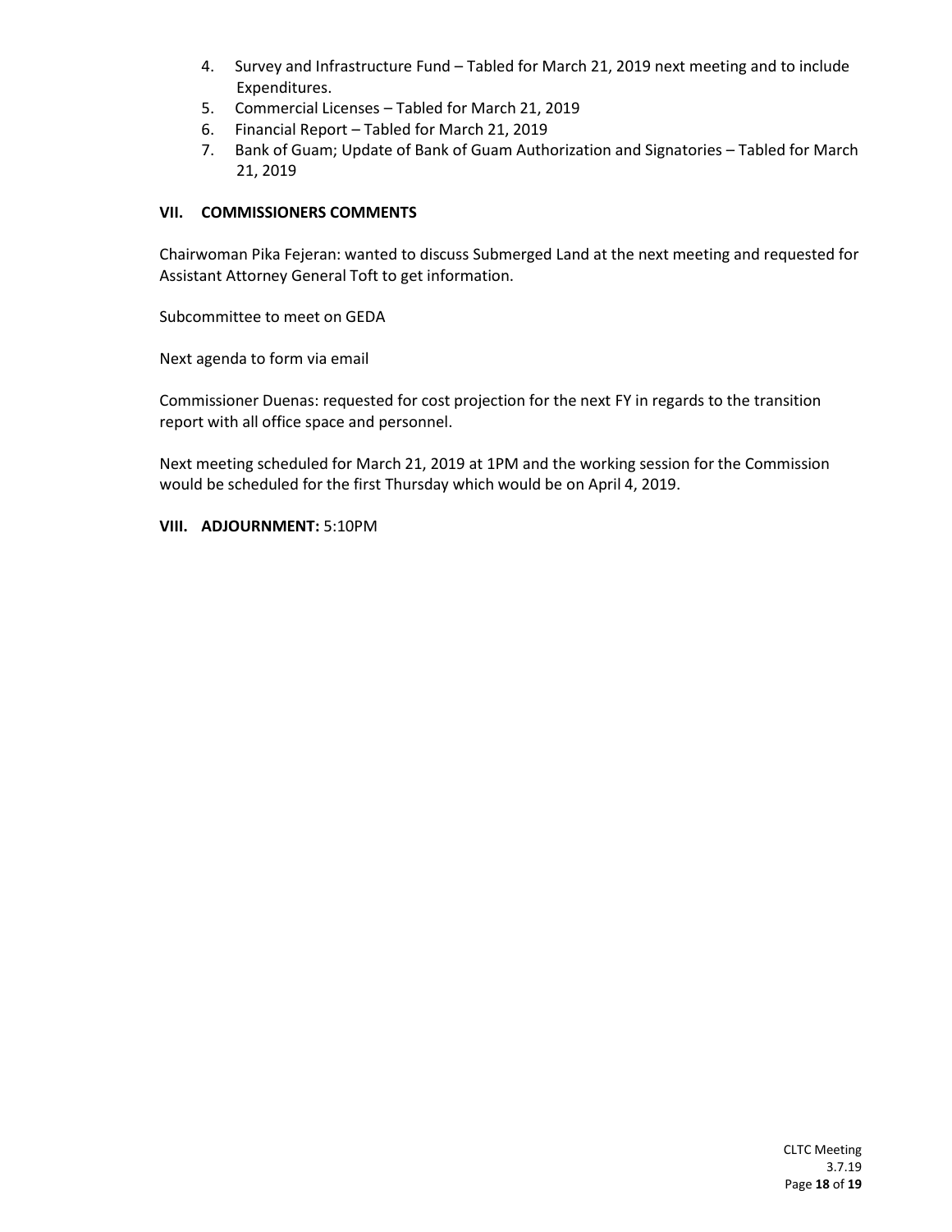4. Survey and Infrastructure Fund – Tabled for March 21, 2019 next meeting and to include Expenditures.
5. Commercial Licenses – Tabled for March 21, 2019
6. Financial Report – Tabled for March 21, 2019
7. Bank of Guam; Update of Bank of Guam Authorization and Signatories – Tabled for March 21, 2019

## VII. COMMISSIONERS COMMENTS

Chairwoman Pika Fejeran: wanted to discuss Submerged Land at the next meeting and requested for Assistant Attorney General Toft to get information.

Subcommittee to meet on GEDA

Next agenda to form via email

Commissioner Duenas: requested for cost projection for the next FY in regards to the transition report with all office space and personnel.

Next meeting scheduled for March 21, 2019 at 1PM and the working session for the Commission would be scheduled for the first Thursday which would be on April 4, 2019.

## VIII. ADJOURNMENT: 5:10PM